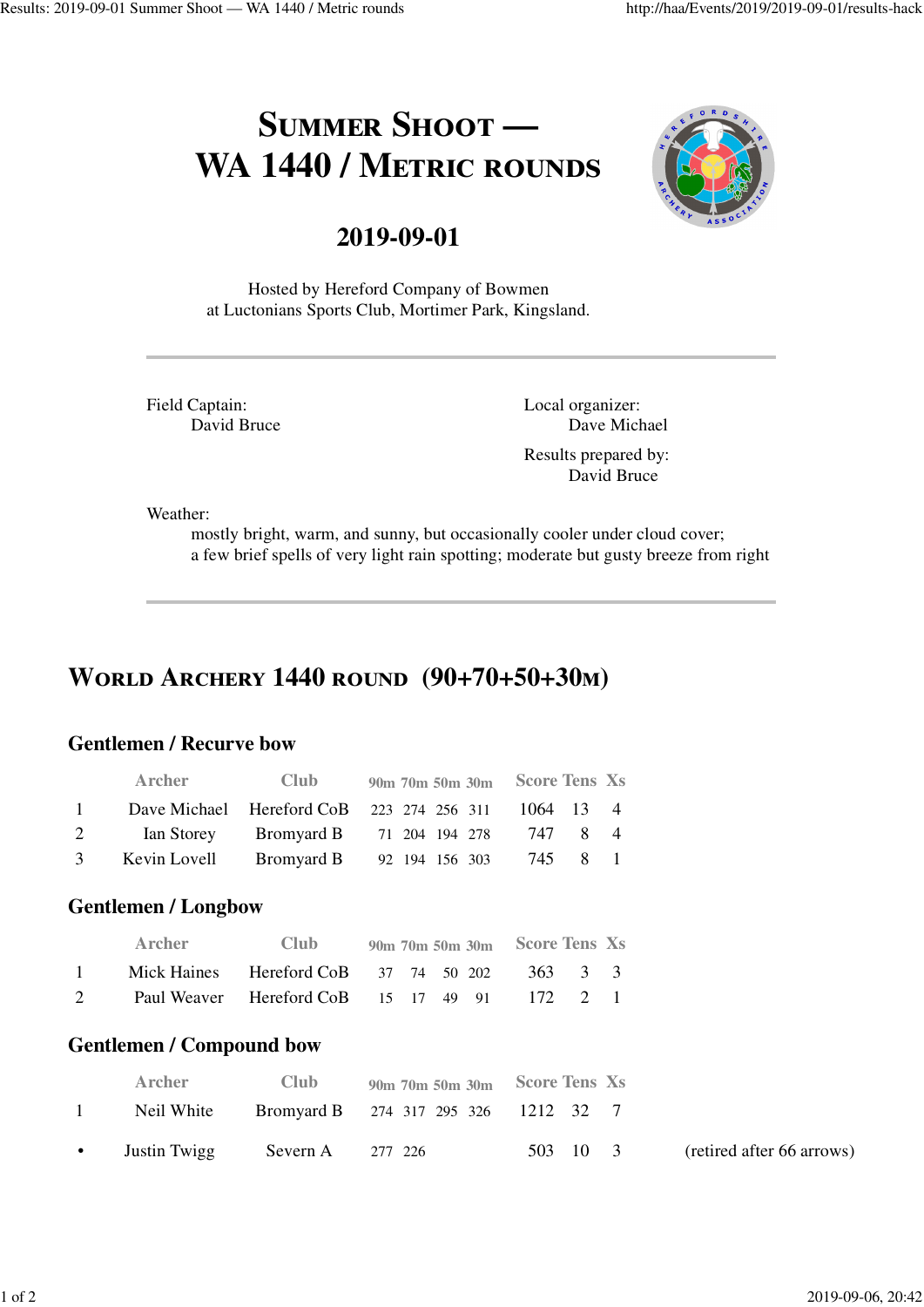# Summer Shoot — WA 1440 / Metric rounds

## 2019-09-01

Hosted by Hereford Company of Bowmen
at Luctonians Sports Club, Mortimer Park, Kingsland.

---

Field Captain:
David Bruce

Local organizer:
Dave Michael

Results prepared by:
David Bruce

Weather:
mostly bright, warm, and sunny, but occasionally cooler under cloud cover;
a few brief spells of very light rain spotting; moderate but gusty breeze from right

---

## World Archery 1440 round (90+70+50+30m)

### Gentlemen / Recurve bow

| | Archer | Club | 90m | 70m | 50m | 30m | Score | Tens | Xs |
|---|---|---|---|---|---|---|---|---|---|
| 1 | Dave Michael | Hereford CoB | 223 | 274 | 256 | 311 | 1064 | 13 | 4 |
| 2 | Ian Storey | Bromyard B | 71 | 204 | 194 | 278 | 747 | 8 | 4 |
| 3 | Kevin Lovell | Bromyard B | 92 | 194 | 156 | 303 | 745 | 8 | 1 |

### Gentlemen / Longbow

| | Archer | Club | 90m | 70m | 50m | 30m | Score | Tens | Xs |
|---|---|---|---|---|---|---|---|---|---|
| 1 | Mick Haines | Hereford CoB | 37 | 74 | 50 | 202 | 363 | 3 | 3 |
| 2 | Paul Weaver | Hereford CoB | 15 | 17 | 49 | 91 | 172 | 2 | 1 |

### Gentlemen / Compound bow

| | Archer | Club | 90m | 70m | 50m | 30m | Score | Tens | Xs | |
|---|---|---|---|---|---|---|---|---|---|---|
| 1 | Neil White | Bromyard B | 274 | 317 | 295 | 326 | 1212 | 32 | 7 | |
| • | Justin Twigg | Severn A | 277 | 226 | | | 503 | 10 | 3 | (retired after 66 arrows) |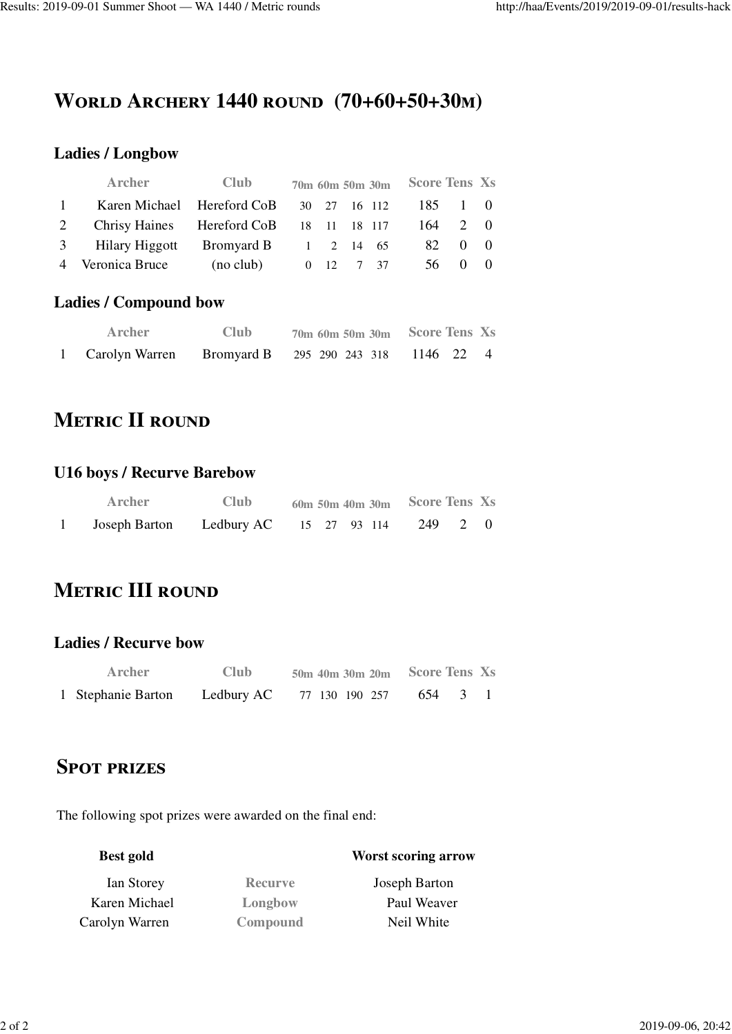# World Archery 1440 round (70+60+50+30m)

### Ladies / Longbow

| | Archer | Club | 70m | 60m | 50m | 30m | Score | Tens | Xs |
|---|---|---|---|---|---|---|---|---|---|
| 1 | Karen Michael | Hereford CoB | 30 | 27 | 16 | 112 | 185 | 1 | 0 |
| 2 | Chrisy Haines | Hereford CoB | 18 | 11 | 18 | 117 | 164 | 2 | 0 |
| 3 | Hilary Higgott | Bromyard B | 1 | 2 | 14 | 65 | 82 | 0 | 0 |
| 4 | Veronica Bruce | (no club) | 0 | 12 | 7 | 37 | 56 | 0 | 0 |

### Ladies / Compound bow

| | Archer | Club | 70m | 60m | 50m | 30m | Score | Tens | Xs |
|---|---|---|---|---|---|---|---|---|---|
| 1 | Carolyn Warren | Bromyard B | 295 | 290 | 243 | 318 | 1146 | 22 | 4 |

# Metric II round

### U16 boys / Recurve Barebow

| | Archer | Club | 60m | 50m | 40m | 30m | Score | Tens | Xs |
|---|---|---|---|---|---|---|---|---|---|
| 1 | Joseph Barton | Ledbury AC | 15 | 27 | 93 | 114 | 249 | 2 | 0 |

# Metric III round

### Ladies / Recurve bow

| | Archer | Club | 50m | 40m | 30m | 20m | Score | Tens | Xs |
|---|---|---|---|---|---|---|---|---|---|
| 1 | Stephanie Barton | Ledbury AC | 77 | 130 | 190 | 257 | 654 | 3 | 1 |

# Spot prizes

The following spot prizes were awarded on the final end:

| Best gold | | Worst scoring arrow |
|---|---|---|
| Ian Storey | Recurve | Joseph Barton |
| Karen Michael | Longbow | Paul Weaver |
| Carolyn Warren | Compound | Neil White |